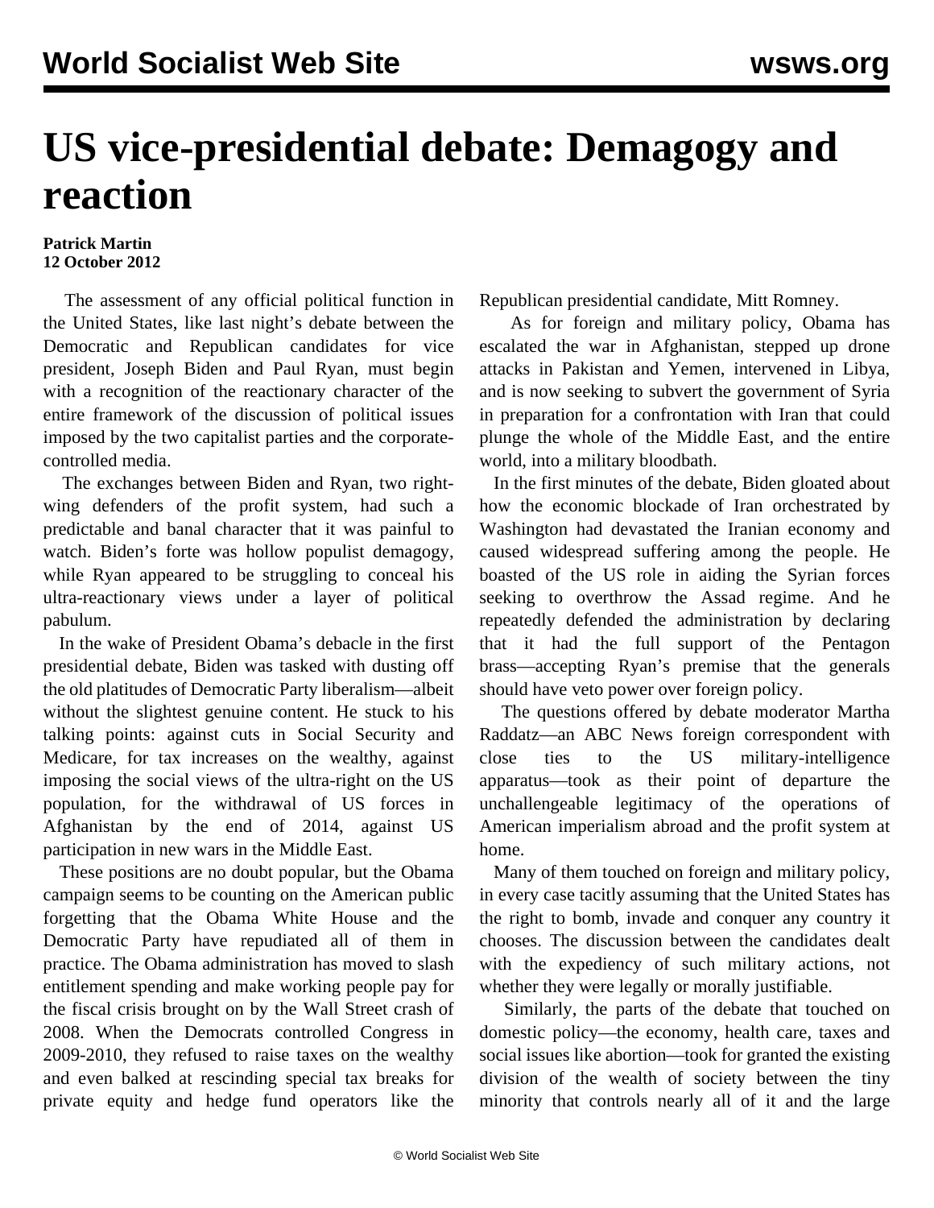# US vice-presidential debate: Demagogy and reaction

**Patrick Martin**
**12 October 2012**

The assessment of any official political function in the United States, like last night's debate between the Democratic and Republican candidates for vice president, Joseph Biden and Paul Ryan, must begin with a recognition of the reactionary character of the entire framework of the discussion of political issues imposed by the two capitalist parties and the corporate-controlled media.

The exchanges between Biden and Ryan, two right-wing defenders of the profit system, had such a predictable and banal character that it was painful to watch. Biden's forte was hollow populist demagogy, while Ryan appeared to be struggling to conceal his ultra-reactionary views under a layer of political pabulum.

In the wake of President Obama's debacle in the first presidential debate, Biden was tasked with dusting off the old platitudes of Democratic Party liberalism—albeit without the slightest genuine content. He stuck to his talking points: against cuts in Social Security and Medicare, for tax increases on the wealthy, against imposing the social views of the ultra-right on the US population, for the withdrawal of US forces in Afghanistan by the end of 2014, against US participation in new wars in the Middle East.

These positions are no doubt popular, but the Obama campaign seems to be counting on the American public forgetting that the Obama White House and the Democratic Party have repudiated all of them in practice. The Obama administration has moved to slash entitlement spending and make working people pay for the fiscal crisis brought on by the Wall Street crash of 2008. When the Democrats controlled Congress in 2009-2010, they refused to raise taxes on the wealthy and even balked at rescinding special tax breaks for private equity and hedge fund operators like the Republican presidential candidate, Mitt Romney.

As for foreign and military policy, Obama has escalated the war in Afghanistan, stepped up drone attacks in Pakistan and Yemen, intervened in Libya, and is now seeking to subvert the government of Syria in preparation for a confrontation with Iran that could plunge the whole of the Middle East, and the entire world, into a military bloodbath.

In the first minutes of the debate, Biden gloated about how the economic blockade of Iran orchestrated by Washington had devastated the Iranian economy and caused widespread suffering among the people. He boasted of the US role in aiding the Syrian forces seeking to overthrow the Assad regime. And he repeatedly defended the administration by declaring that it had the full support of the Pentagon brass—accepting Ryan's premise that the generals should have veto power over foreign policy.

The questions offered by debate moderator Martha Raddatz—an ABC News foreign correspondent with close ties to the US military-intelligence apparatus—took as their point of departure the unchallengeable legitimacy of the operations of American imperialism abroad and the profit system at home.

Many of them touched on foreign and military policy, in every case tacitly assuming that the United States has the right to bomb, invade and conquer any country it chooses. The discussion between the candidates dealt with the expediency of such military actions, not whether they were legally or morally justifiable.

Similarly, the parts of the debate that touched on domestic policy—the economy, health care, taxes and social issues like abortion—took for granted the existing division of the wealth of society between the tiny minority that controls nearly all of it and the large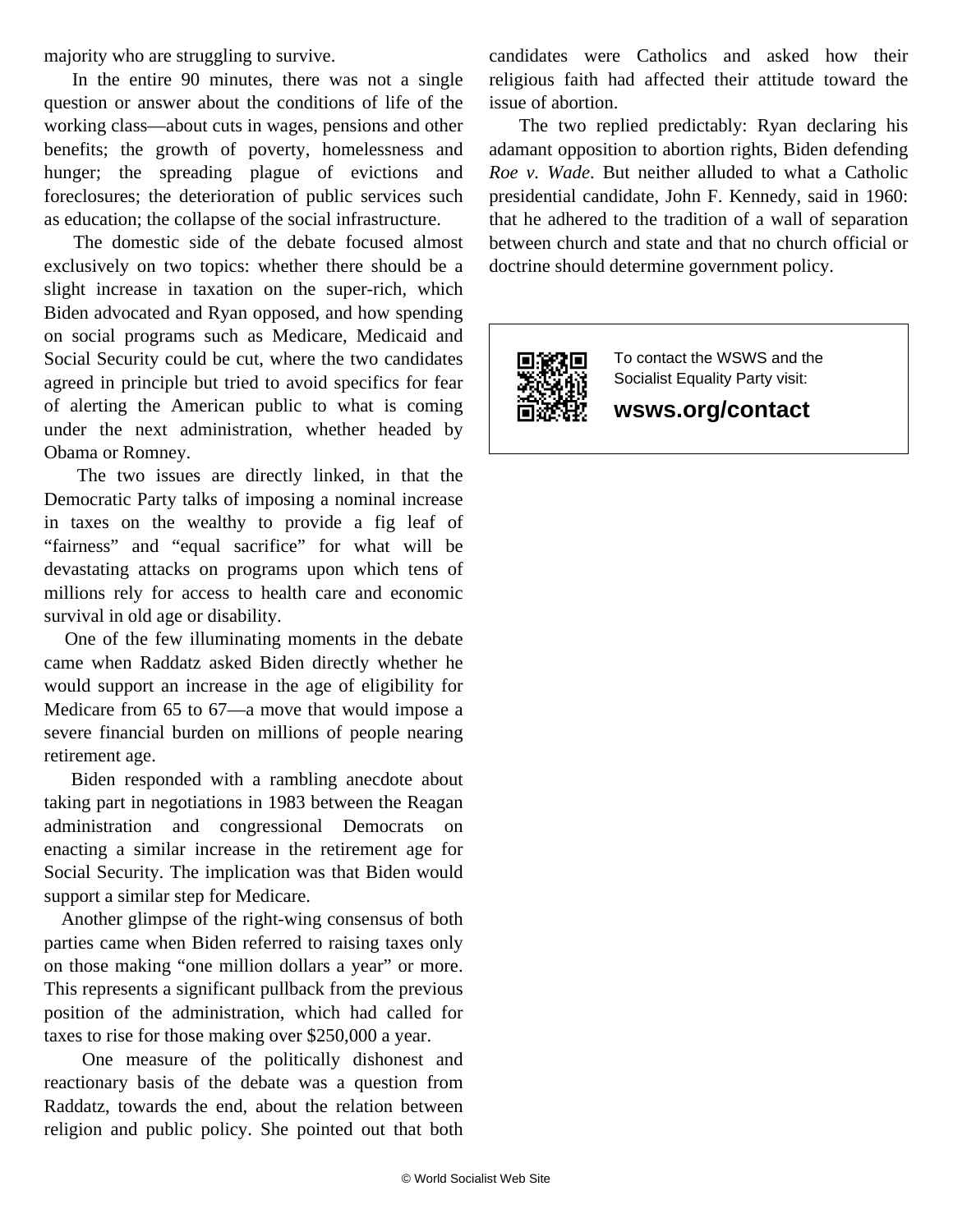majority who are struggling to survive.

In the entire 90 minutes, there was not a single question or answer about the conditions of life of the working class—about cuts in wages, pensions and other benefits; the growth of poverty, homelessness and hunger; the spreading plague of evictions and foreclosures; the deterioration of public services such as education; the collapse of the social infrastructure.

The domestic side of the debate focused almost exclusively on two topics: whether there should be a slight increase in taxation on the super-rich, which Biden advocated and Ryan opposed, and how spending on social programs such as Medicare, Medicaid and Social Security could be cut, where the two candidates agreed in principle but tried to avoid specifics for fear of alerting the American public to what is coming under the next administration, whether headed by Obama or Romney.

The two issues are directly linked, in that the Democratic Party talks of imposing a nominal increase in taxes on the wealthy to provide a fig leaf of "fairness" and "equal sacrifice" for what will be devastating attacks on programs upon which tens of millions rely for access to health care and economic survival in old age or disability.

One of the few illuminating moments in the debate came when Raddatz asked Biden directly whether he would support an increase in the age of eligibility for Medicare from 65 to 67—a move that would impose a severe financial burden on millions of people nearing retirement age.

Biden responded with a rambling anecdote about taking part in negotiations in 1983 between the Reagan administration and congressional Democrats on enacting a similar increase in the retirement age for Social Security. The implication was that Biden would support a similar step for Medicare.

Another glimpse of the right-wing consensus of both parties came when Biden referred to raising taxes only on those making "one million dollars a year" or more. This represents a significant pullback from the previous position of the administration, which had called for taxes to rise for those making over $250,000 a year.

One measure of the politically dishonest and reactionary basis of the debate was a question from Raddatz, towards the end, about the relation between religion and public policy. She pointed out that both candidates were Catholics and asked how their religious faith had affected their attitude toward the issue of abortion.

The two replied predictably: Ryan declaring his adamant opposition to abortion rights, Biden defending *Roe v. Wade*. But neither alluded to what a Catholic presidential candidate, John F. Kennedy, said in 1960: that he adhered to the tradition of a wall of separation between church and state and that no church official or doctrine should determine government policy.

To contact the WSWS and the Socialist Equality Party visit:

**wsws.org/contact**